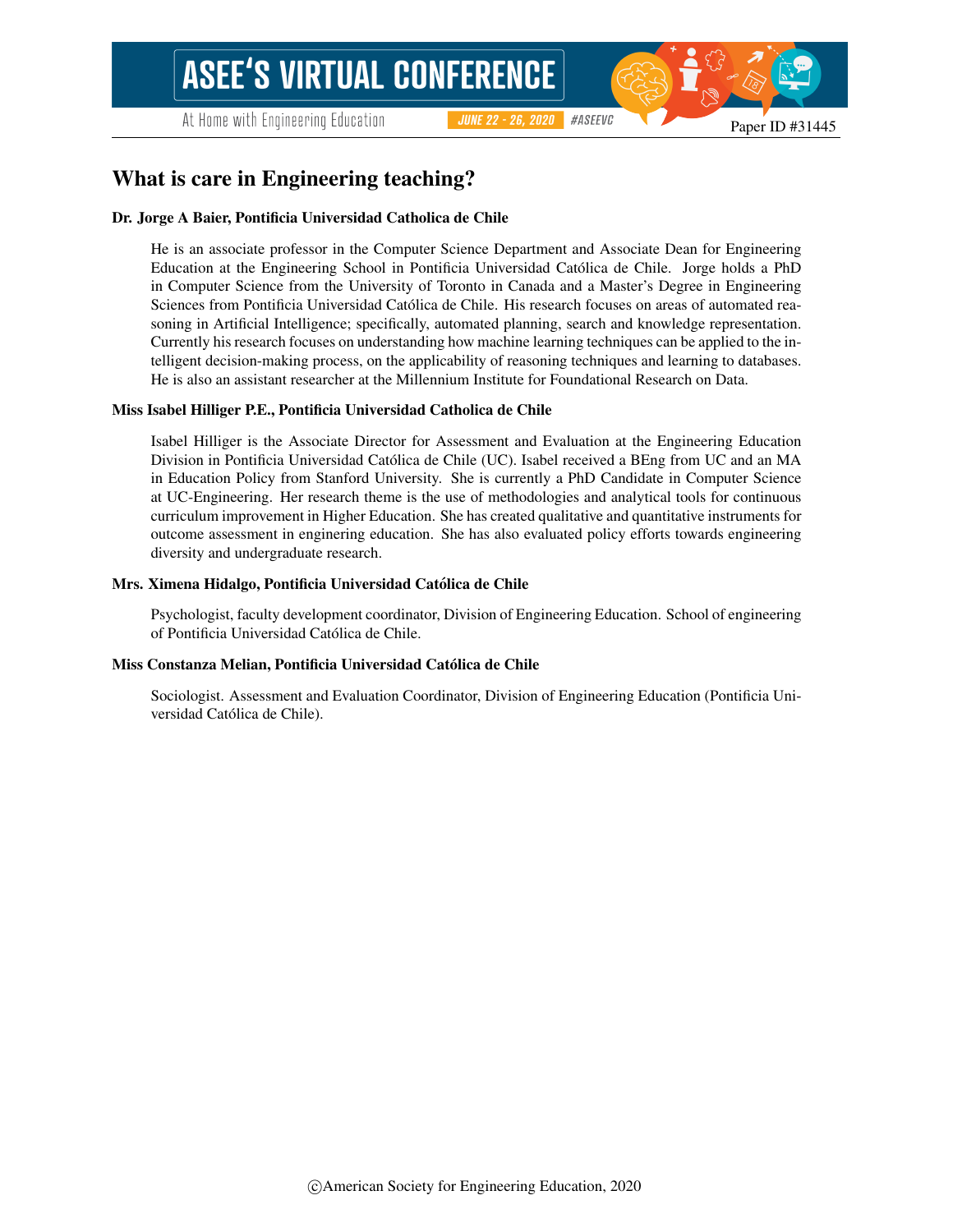Paper ID #31445

# What is care in Engineering teaching?

**Dr. Jorge A Baier, Pontificia Universidad Catholica de Chile**

He is an associate professor in the Computer Science Department and Associate Dean for Engineering Education at the Engineering School in Pontificia Universidad Católica de Chile. Jorge holds a PhD in Computer Science from the University of Toronto in Canada and a Master's Degree in Engineering Sciences from Pontificia Universidad Católica de Chile. His research focuses on areas of automated reasoning in Artificial Intelligence; specifically, automated planning, search and knowledge representation. Currently his research focuses on understanding how machine learning techniques can be applied to the intelligent decision-making process, on the applicability of reasoning techniques and learning to databases. He is also an assistant researcher at the Millennium Institute for Foundational Research on Data.

**Miss Isabel Hilliger P.E., Pontificia Universidad Catholica de Chile**

Isabel Hilliger is the Associate Director for Assessment and Evaluation at the Engineering Education Division in Pontificia Universidad Católica de Chile (UC). Isabel received a BEng from UC and an MA in Education Policy from Stanford University. She is currently a PhD Candidate in Computer Science at UC-Engineering. Her research theme is the use of methodologies and analytical tools for continuous curriculum improvement in Higher Education. She has created qualitative and quantitative instruments for outcome assessment in enginering education. She has also evaluated policy efforts towards engineering diversity and undergraduate research.

**Mrs. Ximena Hidalgo, Pontificia Universidad Católica de Chile**

Psychologist, faculty development coordinator, Division of Engineering Education. School of engineering of Pontificia Universidad Católica de Chile.

**Miss Constanza Melian, Pontificia Universidad Católica de Chile**

Sociologist. Assessment and Evaluation Coordinator, Division of Engineering Education (Pontificia Universidad Católica de Chile).

©American Society for Engineering Education, 2020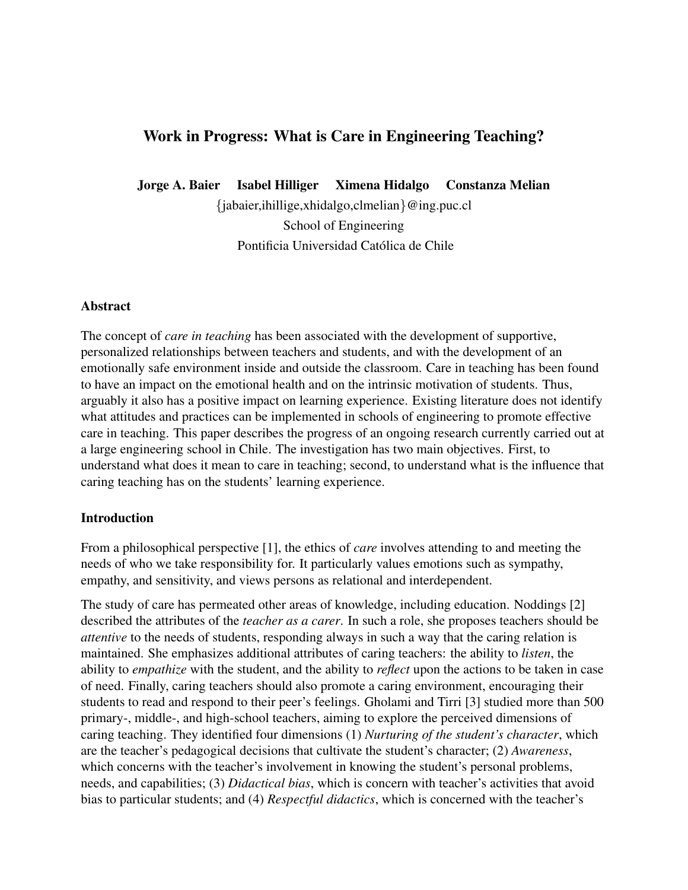# Work in Progress: What is Care in Engineering Teaching?

**Jorge A. Baier  Isabel Hilliger  Ximena Hidalgo  Constanza Melian**

{jabaier,ihillige,xhidalgo,clmelian}@ing.puc.cl

School of Engineering

Pontificia Universidad Católica de Chile

## Abstract

The concept of *care in teaching* has been associated with the development of supportive, personalized relationships between teachers and students, and with the development of an emotionally safe environment inside and outside the classroom. Care in teaching has been found to have an impact on the emotional health and on the intrinsic motivation of students. Thus, arguably it also has a positive impact on learning experience. Existing literature does not identify what attitudes and practices can be implemented in schools of engineering to promote effective care in teaching. This paper describes the progress of an ongoing research currently carried out at a large engineering school in Chile. The investigation has two main objectives. First, to understand what does it mean to care in teaching; second, to understand what is the influence that caring teaching has on the students' learning experience.

## Introduction

From a philosophical perspective [1], the ethics of *care* involves attending to and meeting the needs of who we take responsibility for. It particularly values emotions such as sympathy, empathy, and sensitivity, and views persons as relational and interdependent.

The study of care has permeated other areas of knowledge, including education. Noddings [2] described the attributes of the *teacher as a carer*. In such a role, she proposes teachers should be *attentive* to the needs of students, responding always in such a way that the caring relation is maintained. She emphasizes additional attributes of caring teachers: the ability to *listen*, the ability to *empathize* with the student, and the ability to *reflect* upon the actions to be taken in case of need. Finally, caring teachers should also promote a caring environment, encouraging their students to read and respond to their peer's feelings. Gholami and Tirri [3] studied more than 500 primary-, middle-, and high-school teachers, aiming to explore the perceived dimensions of caring teaching. They identified four dimensions (1) *Nurturing of the student's character*, which are the teacher's pedagogical decisions that cultivate the student's character; (2) *Awareness*, which concerns with the teacher's involvement in knowing the student's personal problems, needs, and capabilities; (3) *Didactical bias*, which is concern with teacher's activities that avoid bias to particular students; and (4) *Respectful didactics*, which is concerned with the teacher's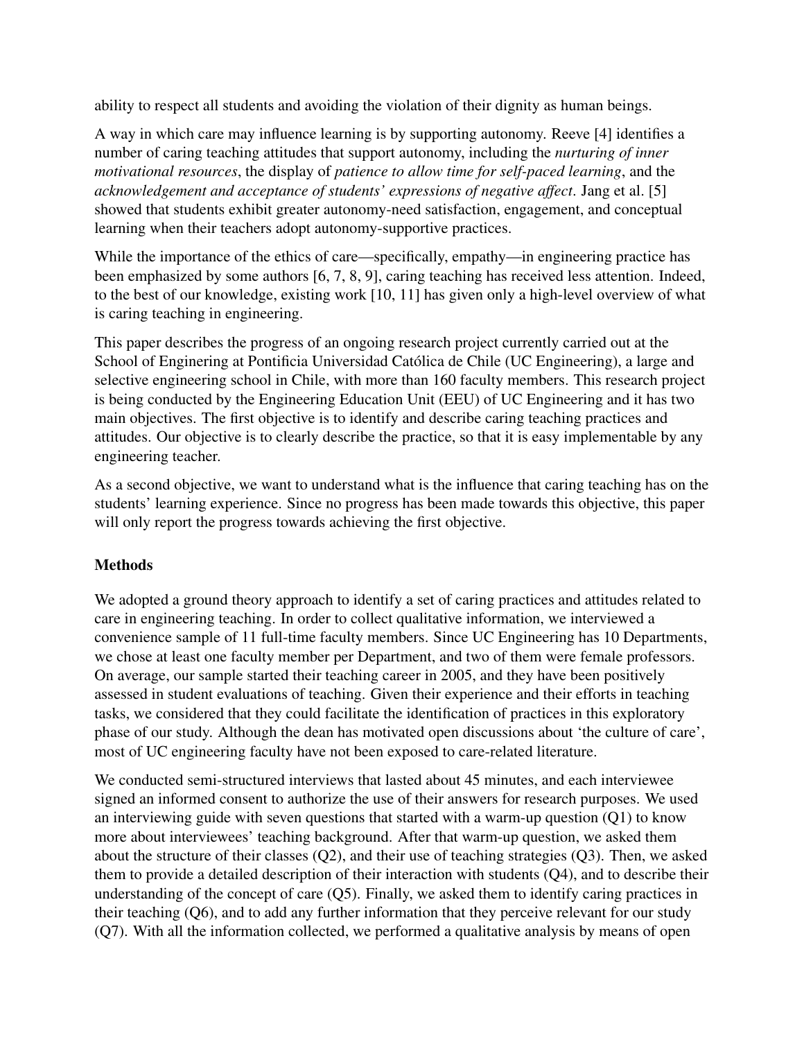ability to respect all students and avoiding the violation of their dignity as human beings.

A way in which care may influence learning is by supporting autonomy. Reeve [4] identifies a number of caring teaching attitudes that support autonomy, including the *nurturing of inner motivational resources*, the display of *patience to allow time for self-paced learning*, and the *acknowledgement and acceptance of students' expressions of negative affect*. Jang et al. [5] showed that students exhibit greater autonomy-need satisfaction, engagement, and conceptual learning when their teachers adopt autonomy-supportive practices.

While the importance of the ethics of care—specifically, empathy—in engineering practice has been emphasized by some authors [6, 7, 8, 9], caring teaching has received less attention. Indeed, to the best of our knowledge, existing work [10, 11] has given only a high-level overview of what is caring teaching in engineering.

This paper describes the progress of an ongoing research project currently carried out at the School of Enginering at Pontificia Universidad Católica de Chile (UC Engineering), a large and selective engineering school in Chile, with more than 160 faculty members. This research project is being conducted by the Engineering Education Unit (EEU) of UC Engineering and it has two main objectives. The first objective is to identify and describe caring teaching practices and attitudes. Our objective is to clearly describe the practice, so that it is easy implementable by any engineering teacher.

As a second objective, we want to understand what is the influence that caring teaching has on the students' learning experience. Since no progress has been made towards this objective, this paper will only report the progress towards achieving the first objective.

## Methods

We adopted a ground theory approach to identify a set of caring practices and attitudes related to care in engineering teaching. In order to collect qualitative information, we interviewed a convenience sample of 11 full-time faculty members. Since UC Engineering has 10 Departments, we chose at least one faculty member per Department, and two of them were female professors. On average, our sample started their teaching career in 2005, and they have been positively assessed in student evaluations of teaching. Given their experience and their efforts in teaching tasks, we considered that they could facilitate the identification of practices in this exploratory phase of our study. Although the dean has motivated open discussions about 'the culture of care', most of UC engineering faculty have not been exposed to care-related literature.

We conducted semi-structured interviews that lasted about 45 minutes, and each interviewee signed an informed consent to authorize the use of their answers for research purposes. We used an interviewing guide with seven questions that started with a warm-up question (Q1) to know more about interviewees' teaching background. After that warm-up question, we asked them about the structure of their classes (Q2), and their use of teaching strategies (Q3). Then, we asked them to provide a detailed description of their interaction with students (Q4), and to describe their understanding of the concept of care (Q5). Finally, we asked them to identify caring practices in their teaching (Q6), and to add any further information that they perceive relevant for our study (Q7). With all the information collected, we performed a qualitative analysis by means of open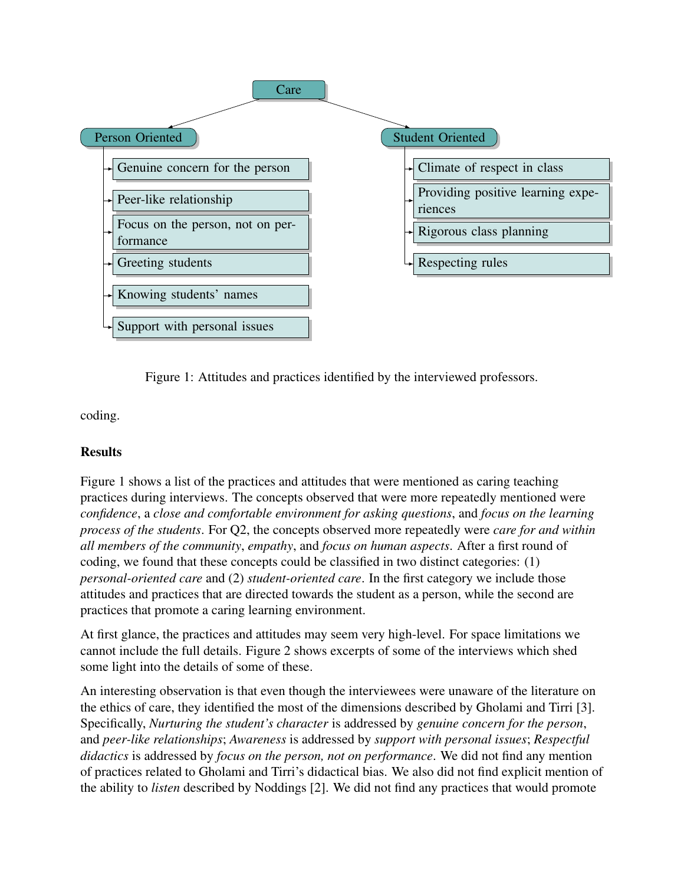Care

- Person Oriented
  - Genuine concern for the person
  - Peer-like relationship
  - Focus on the person, not on performance
  - Greeting students
  - Knowing students' names
  - Support with personal issues
- Student Oriented
  - Climate of respect in class
  - Providing positive learning experiences
  - Rigorous class planning
  - Respecting rules

Figure 1: Attitudes and practices identified by the interviewed professors.

coding.

**Results**

Figure 1 shows a list of the practices and attitudes that were mentioned as caring teaching practices during interviews. The concepts observed that were more repeatedly mentioned were *confidence*, a *close and comfortable environment for asking questions*, and *focus on the learning process of the students*. For Q2, the concepts observed more repeatedly were *care for and within all members of the community*, *empathy*, and *focus on human aspects*. After a first round of coding, we found that these concepts could be classified in two distinct categories: (1) *personal-oriented care* and (2) *student-oriented care*. In the first category we include those attitudes and practices that are directed towards the student as a person, while the second are practices that promote a caring learning environment.

At first glance, the practices and attitudes may seem very high-level. For space limitations we cannot include the full details. Figure 2 shows excerpts of some of the interviews which shed some light into the details of some of these.

An interesting observation is that even though the interviewees were unaware of the literature on the ethics of care, they identified the most of the dimensions described by Gholami and Tirri [3]. Specifically, *Nurturing the student's character* is addressed by *genuine concern for the person*, and *peer-like relationships*; *Awareness* is addressed by *support with personal issues*; *Respectful didactics* is addressed by *focus on the person, not on performance*. We did not find any mention of practices related to Gholami and Tirri's didactical bias. We also did not find explicit mention of the ability to *listen* described by Noddings [2]. We did not find any practices that would promote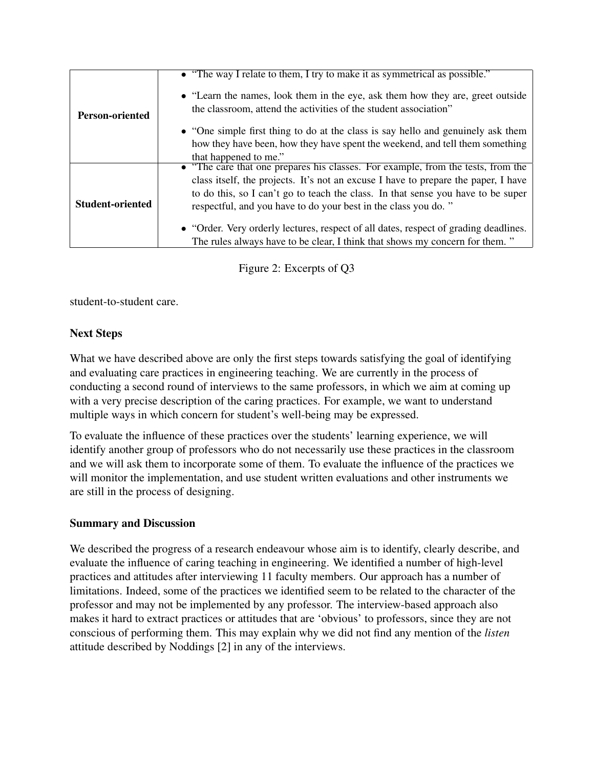| | |
|---|---|
| **Person-oriented** | • "The way I relate to them, I try to make it as symmetrical as possible." <br> • "Learn the names, look them in the eye, ask them how they are, greet outside the classroom, attend the activities of the student association" <br> • "One simple first thing to do at the class is say hello and genuinely ask them how they have been, how they have spent the weekend, and tell them something that happened to me." |
| **Student-oriented** | • "The care that one prepares his classes. For example, from the tests, from the class itself, the projects. It's not an excuse I have to prepare the paper, I have to do this, so I can't go to teach the class. In that sense you have to be super respectful, and you have to do your best in the class you do. " <br> • "Order. Very orderly lectures, respect of all dates, respect of grading deadlines. The rules always have to be clear, I think that shows my concern for them. " |

Figure 2: Excerpts of Q3

student-to-student care.

## Next Steps

What we have described above are only the first steps towards satisfying the goal of identifying and evaluating care practices in engineering teaching. We are currently in the process of conducting a second round of interviews to the same professors, in which we aim at coming up with a very precise description of the caring practices. For example, we want to understand multiple ways in which concern for student's well-being may be expressed.

To evaluate the influence of these practices over the students' learning experience, we will identify another group of professors who do not necessarily use these practices in the classroom and we will ask them to incorporate some of them. To evaluate the influence of the practices we will monitor the implementation, and use student written evaluations and other instruments we are still in the process of designing.

## Summary and Discussion

We described the progress of a research endeavour whose aim is to identify, clearly describe, and evaluate the influence of caring teaching in engineering. We identified a number of high-level practices and attitudes after interviewing 11 faculty members. Our approach has a number of limitations. Indeed, some of the practices we identified seem to be related to the character of the professor and may not be implemented by any professor. The interview-based approach also makes it hard to extract practices or attitudes that are 'obvious' to professors, since they are not conscious of performing them. This may explain why we did not find any mention of the *listen* attitude described by Noddings [2] in any of the interviews.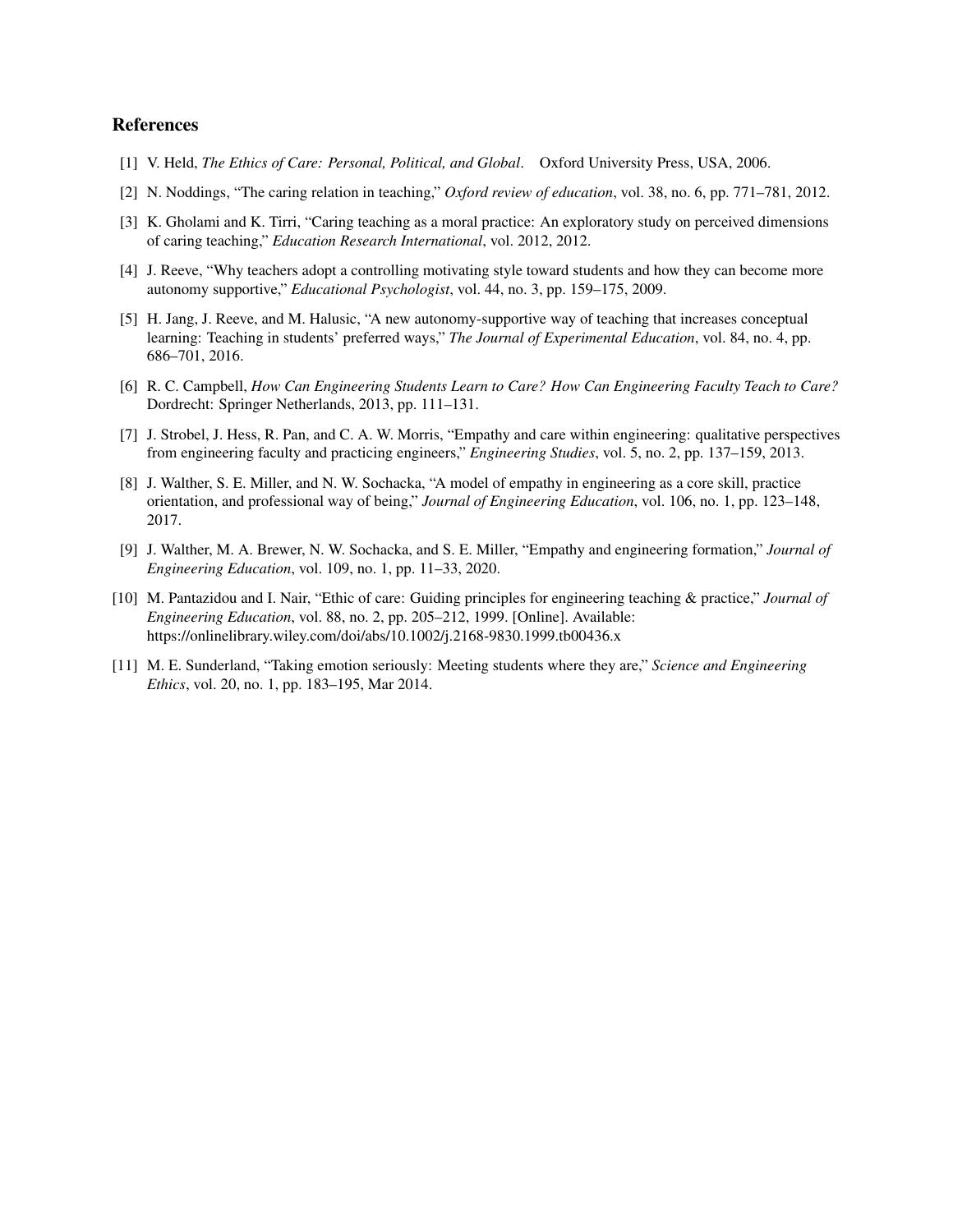## References

[1] V. Held, *The Ethics of Care: Personal, Political, and Global*. Oxford University Press, USA, 2006.

[2] N. Noddings, "The caring relation in teaching," *Oxford review of education*, vol. 38, no. 6, pp. 771–781, 2012.

[3] K. Gholami and K. Tirri, "Caring teaching as a moral practice: An exploratory study on perceived dimensions of caring teaching," *Education Research International*, vol. 2012, 2012.

[4] J. Reeve, "Why teachers adopt a controlling motivating style toward students and how they can become more autonomy supportive," *Educational Psychologist*, vol. 44, no. 3, pp. 159–175, 2009.

[5] H. Jang, J. Reeve, and M. Halusic, "A new autonomy-supportive way of teaching that increases conceptual learning: Teaching in students' preferred ways," *The Journal of Experimental Education*, vol. 84, no. 4, pp. 686–701, 2016.

[6] R. C. Campbell, *How Can Engineering Students Learn to Care? How Can Engineering Faculty Teach to Care?* Dordrecht: Springer Netherlands, 2013, pp. 111–131.

[7] J. Strobel, J. Hess, R. Pan, and C. A. W. Morris, "Empathy and care within engineering: qualitative perspectives from engineering faculty and practicing engineers," *Engineering Studies*, vol. 5, no. 2, pp. 137–159, 2013.

[8] J. Walther, S. E. Miller, and N. W. Sochacka, "A model of empathy in engineering as a core skill, practice orientation, and professional way of being," *Journal of Engineering Education*, vol. 106, no. 1, pp. 123–148, 2017.

[9] J. Walther, M. A. Brewer, N. W. Sochacka, and S. E. Miller, "Empathy and engineering formation," *Journal of Engineering Education*, vol. 109, no. 1, pp. 11–33, 2020.

[10] M. Pantazidou and I. Nair, "Ethic of care: Guiding principles for engineering teaching & practice," *Journal of Engineering Education*, vol. 88, no. 2, pp. 205–212, 1999. [Online]. Available: https://onlinelibrary.wiley.com/doi/abs/10.1002/j.2168-9830.1999.tb00436.x

[11] M. E. Sunderland, "Taking emotion seriously: Meeting students where they are," *Science and Engineering Ethics*, vol. 20, no. 1, pp. 183–195, Mar 2014.